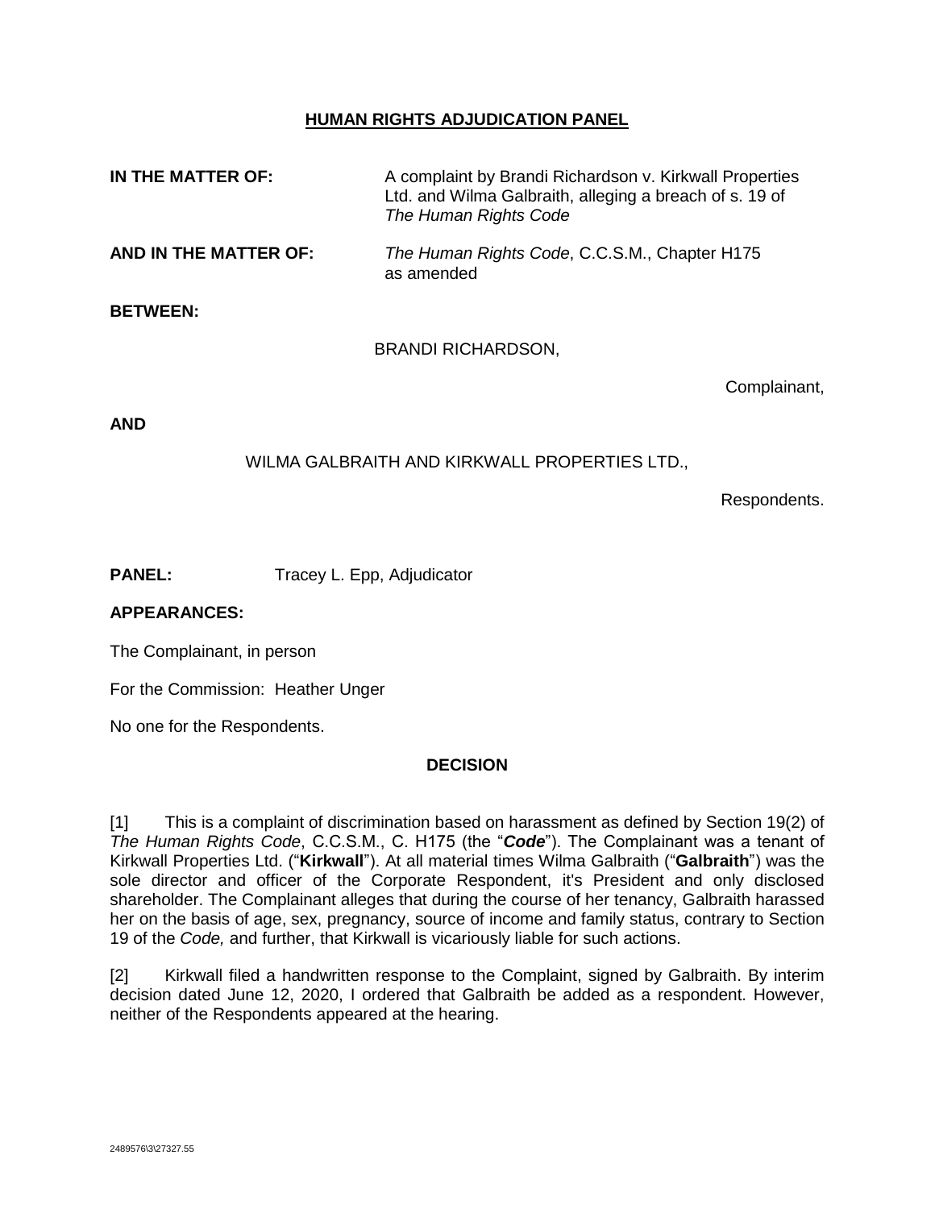# HUMAN RIGHTS ADJUDICATION PANEL

**IN THE MATTER OF:** A complaint by Brandi Richardson v. Kirkwall Properties Ltd. and Wilma Galbraith, alleging a breach of s. 19 of *The Human Rights Code*

**AND IN THE MATTER OF:** *The Human Rights Code*, C.C.S.M., Chapter H175 as amended

**BETWEEN:**

BRANDI RICHARDSON,

Complainant,

**AND**

WILMA GALBRAITH AND KIRKWALL PROPERTIES LTD.,

Respondents.

**PANEL:** Tracey L. Epp, Adjudicator

**APPEARANCES:**

The Complainant, in person

For the Commission: Heather Unger

No one for the Respondents.

## DECISION

[1] This is a complaint of discrimination based on harassment as defined by Section 19(2) of *The Human Rights Code*, C.C.S.M., C. H175 (the "***Code***"). The Complainant was a tenant of Kirkwall Properties Ltd. ("**Kirkwall**"). At all material times Wilma Galbraith ("**Galbraith**") was the sole director and officer of the Corporate Respondent, it's President and only disclosed shareholder. The Complainant alleges that during the course of her tenancy, Galbraith harassed her on the basis of age, sex, pregnancy, source of income and family status, contrary to Section 19 of the *Code,* and further, that Kirkwall is vicariously liable for such actions.

[2] Kirkwall filed a handwritten response to the Complaint, signed by Galbraith. By interim decision dated June 12, 2020, I ordered that Galbraith be added as a respondent. However, neither of the Respondents appeared at the hearing.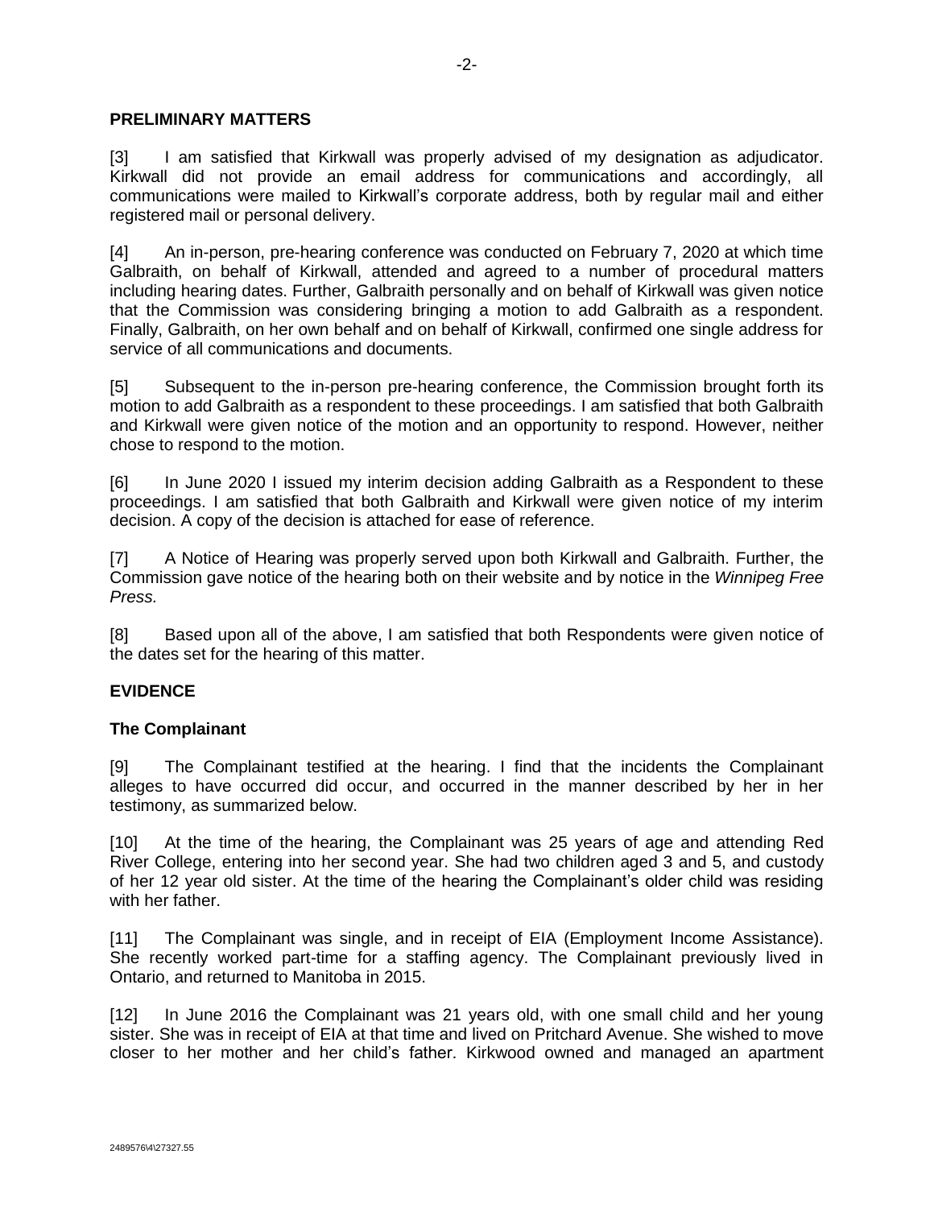## PRELIMINARY MATTERS

[3] I am satisfied that Kirkwall was properly advised of my designation as adjudicator. Kirkwall did not provide an email address for communications and accordingly, all communications were mailed to Kirkwall's corporate address, both by regular mail and either registered mail or personal delivery.

[4] An in-person, pre-hearing conference was conducted on February 7, 2020 at which time Galbraith, on behalf of Kirkwall, attended and agreed to a number of procedural matters including hearing dates. Further, Galbraith personally and on behalf of Kirkwall was given notice that the Commission was considering bringing a motion to add Galbraith as a respondent. Finally, Galbraith, on her own behalf and on behalf of Kirkwall, confirmed one single address for service of all communications and documents.

[5] Subsequent to the in-person pre-hearing conference, the Commission brought forth its motion to add Galbraith as a respondent to these proceedings. I am satisfied that both Galbraith and Kirkwall were given notice of the motion and an opportunity to respond. However, neither chose to respond to the motion.

[6] In June 2020 I issued my interim decision adding Galbraith as a Respondent to these proceedings. I am satisfied that both Galbraith and Kirkwall were given notice of my interim decision. A copy of the decision is attached for ease of reference.

[7] A Notice of Hearing was properly served upon both Kirkwall and Galbraith. Further, the Commission gave notice of the hearing both on their website and by notice in the *Winnipeg Free Press.*

[8] Based upon all of the above, I am satisfied that both Respondents were given notice of the dates set for the hearing of this matter.

## EVIDENCE

### The Complainant

[9] The Complainant testified at the hearing. I find that the incidents the Complainant alleges to have occurred did occur, and occurred in the manner described by her in her testimony, as summarized below.

[10] At the time of the hearing, the Complainant was 25 years of age and attending Red River College, entering into her second year. She had two children aged 3 and 5, and custody of her 12 year old sister. At the time of the hearing the Complainant's older child was residing with her father.

[11] The Complainant was single, and in receipt of EIA (Employment Income Assistance). She recently worked part-time for a staffing agency. The Complainant previously lived in Ontario, and returned to Manitoba in 2015.

[12] In June 2016 the Complainant was 21 years old, with one small child and her young sister. She was in receipt of EIA at that time and lived on Pritchard Avenue. She wished to move closer to her mother and her child's father. Kirkwood owned and managed an apartment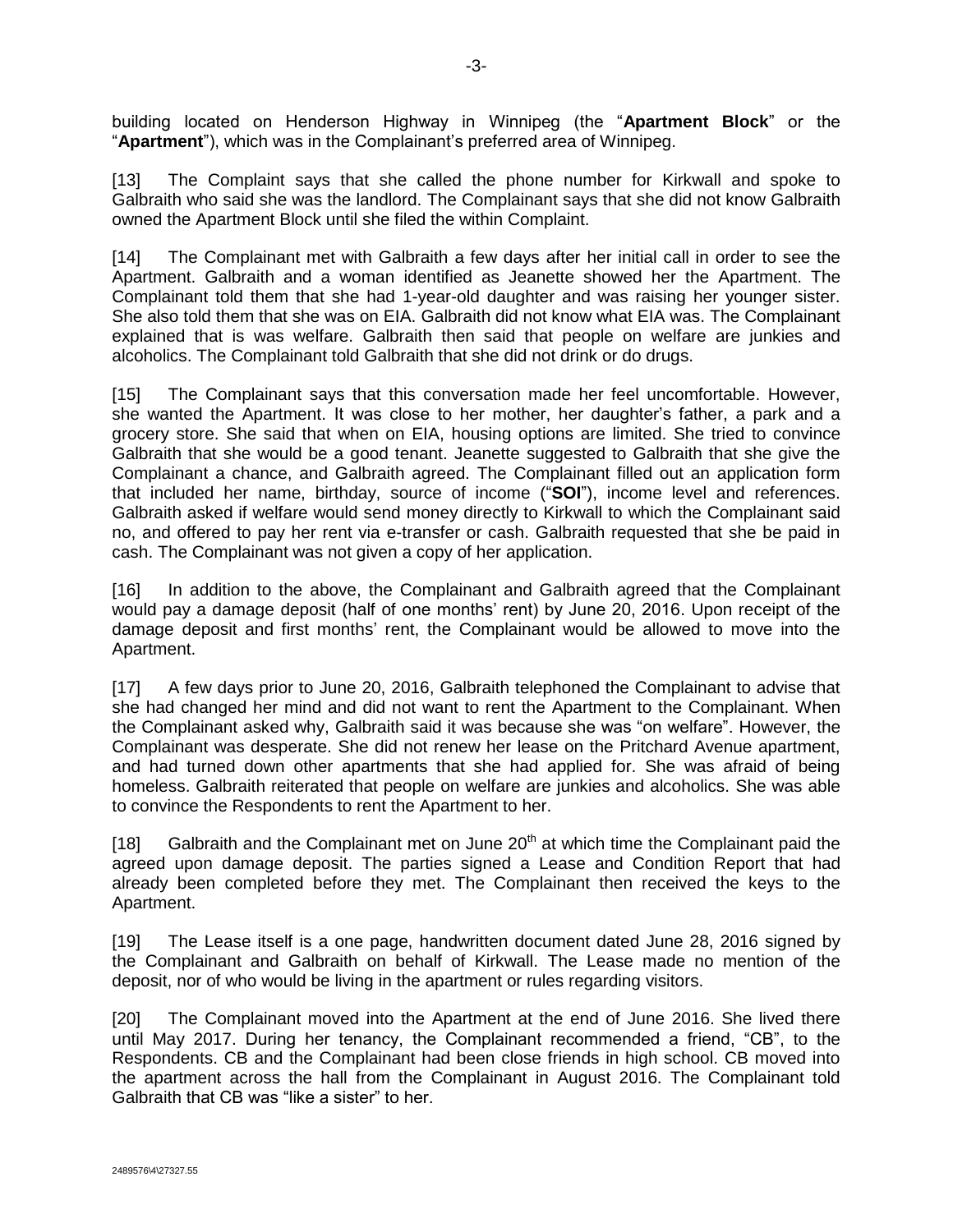building located on Henderson Highway in Winnipeg (the "**Apartment Block**" or the "**Apartment**"), which was in the Complainant's preferred area of Winnipeg.

[13] The Complaint says that she called the phone number for Kirkwall and spoke to Galbraith who said she was the landlord. The Complainant says that she did not know Galbraith owned the Apartment Block until she filed the within Complaint.

[14] The Complainant met with Galbraith a few days after her initial call in order to see the Apartment. Galbraith and a woman identified as Jeanette showed her the Apartment. The Complainant told them that she had 1-year-old daughter and was raising her younger sister. She also told them that she was on EIA. Galbraith did not know what EIA was. The Complainant explained that is was welfare. Galbraith then said that people on welfare are junkies and alcoholics. The Complainant told Galbraith that she did not drink or do drugs.

[15] The Complainant says that this conversation made her feel uncomfortable. However, she wanted the Apartment. It was close to her mother, her daughter's father, a park and a grocery store. She said that when on EIA, housing options are limited. She tried to convince Galbraith that she would be a good tenant. Jeanette suggested to Galbraith that she give the Complainant a chance, and Galbraith agreed. The Complainant filled out an application form that included her name, birthday, source of income ("**SOI**"), income level and references. Galbraith asked if welfare would send money directly to Kirkwall to which the Complainant said no, and offered to pay her rent via e-transfer or cash. Galbraith requested that she be paid in cash. The Complainant was not given a copy of her application.

[16] In addition to the above, the Complainant and Galbraith agreed that the Complainant would pay a damage deposit (half of one months' rent) by June 20, 2016. Upon receipt of the damage deposit and first months' rent, the Complainant would be allowed to move into the Apartment.

[17] A few days prior to June 20, 2016, Galbraith telephoned the Complainant to advise that she had changed her mind and did not want to rent the Apartment to the Complainant. When the Complainant asked why, Galbraith said it was because she was "on welfare". However, the Complainant was desperate. She did not renew her lease on the Pritchard Avenue apartment, and had turned down other apartments that she had applied for. She was afraid of being homeless. Galbraith reiterated that people on welfare are junkies and alcoholics. She was able to convince the Respondents to rent the Apartment to her.

[18] Galbraith and the Complainant met on June 20th at which time the Complainant paid the agreed upon damage deposit. The parties signed a Lease and Condition Report that had already been completed before they met. The Complainant then received the keys to the Apartment.

[19] The Lease itself is a one page, handwritten document dated June 28, 2016 signed by the Complainant and Galbraith on behalf of Kirkwall. The Lease made no mention of the deposit, nor of who would be living in the apartment or rules regarding visitors.

[20] The Complainant moved into the Apartment at the end of June 2016. She lived there until May 2017. During her tenancy, the Complainant recommended a friend, "CB", to the Respondents. CB and the Complainant had been close friends in high school. CB moved into the apartment across the hall from the Complainant in August 2016. The Complainant told Galbraith that CB was "like a sister" to her.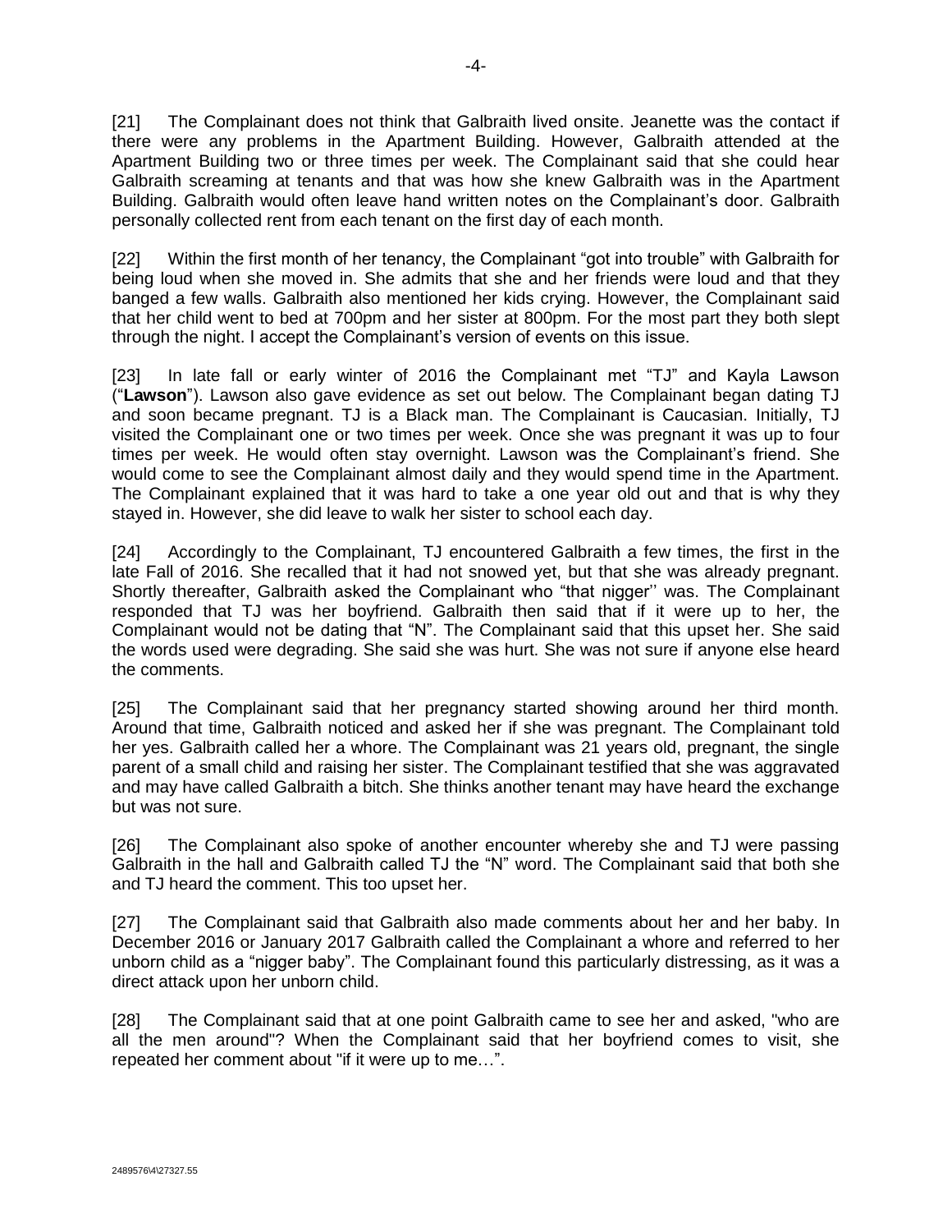[21] The Complainant does not think that Galbraith lived onsite. Jeanette was the contact if there were any problems in the Apartment Building. However, Galbraith attended at the Apartment Building two or three times per week. The Complainant said that she could hear Galbraith screaming at tenants and that was how she knew Galbraith was in the Apartment Building. Galbraith would often leave hand written notes on the Complainant's door. Galbraith personally collected rent from each tenant on the first day of each month.

[22] Within the first month of her tenancy, the Complainant "got into trouble" with Galbraith for being loud when she moved in. She admits that she and her friends were loud and that they banged a few walls. Galbraith also mentioned her kids crying. However, the Complainant said that her child went to bed at 700pm and her sister at 800pm. For the most part they both slept through the night. I accept the Complainant's version of events on this issue.

[23] In late fall or early winter of 2016 the Complainant met "TJ" and Kayla Lawson ("**Lawson**"). Lawson also gave evidence as set out below. The Complainant began dating TJ and soon became pregnant. TJ is a Black man. The Complainant is Caucasian. Initially, TJ visited the Complainant one or two times per week. Once she was pregnant it was up to four times per week. He would often stay overnight. Lawson was the Complainant's friend. She would come to see the Complainant almost daily and they would spend time in the Apartment. The Complainant explained that it was hard to take a one year old out and that is why they stayed in. However, she did leave to walk her sister to school each day.

[24] Accordingly to the Complainant, TJ encountered Galbraith a few times, the first in the late Fall of 2016. She recalled that it had not snowed yet, but that she was already pregnant. Shortly thereafter, Galbraith asked the Complainant who "that nigger'' was. The Complainant responded that TJ was her boyfriend. Galbraith then said that if it were up to her, the Complainant would not be dating that "N". The Complainant said that this upset her. She said the words used were degrading. She said she was hurt. She was not sure if anyone else heard the comments.

[25] The Complainant said that her pregnancy started showing around her third month. Around that time, Galbraith noticed and asked her if she was pregnant. The Complainant told her yes. Galbraith called her a whore. The Complainant was 21 years old, pregnant, the single parent of a small child and raising her sister. The Complainant testified that she was aggravated and may have called Galbraith a bitch. She thinks another tenant may have heard the exchange but was not sure.

[26] The Complainant also spoke of another encounter whereby she and TJ were passing Galbraith in the hall and Galbraith called TJ the "N" word. The Complainant said that both she and TJ heard the comment. This too upset her.

[27] The Complainant said that Galbraith also made comments about her and her baby. In December 2016 or January 2017 Galbraith called the Complainant a whore and referred to her unborn child as a "nigger baby". The Complainant found this particularly distressing, as it was a direct attack upon her unborn child.

[28] The Complainant said that at one point Galbraith came to see her and asked, "who are all the men around"? When the Complainant said that her boyfriend comes to visit, she repeated her comment about "if it were up to me…".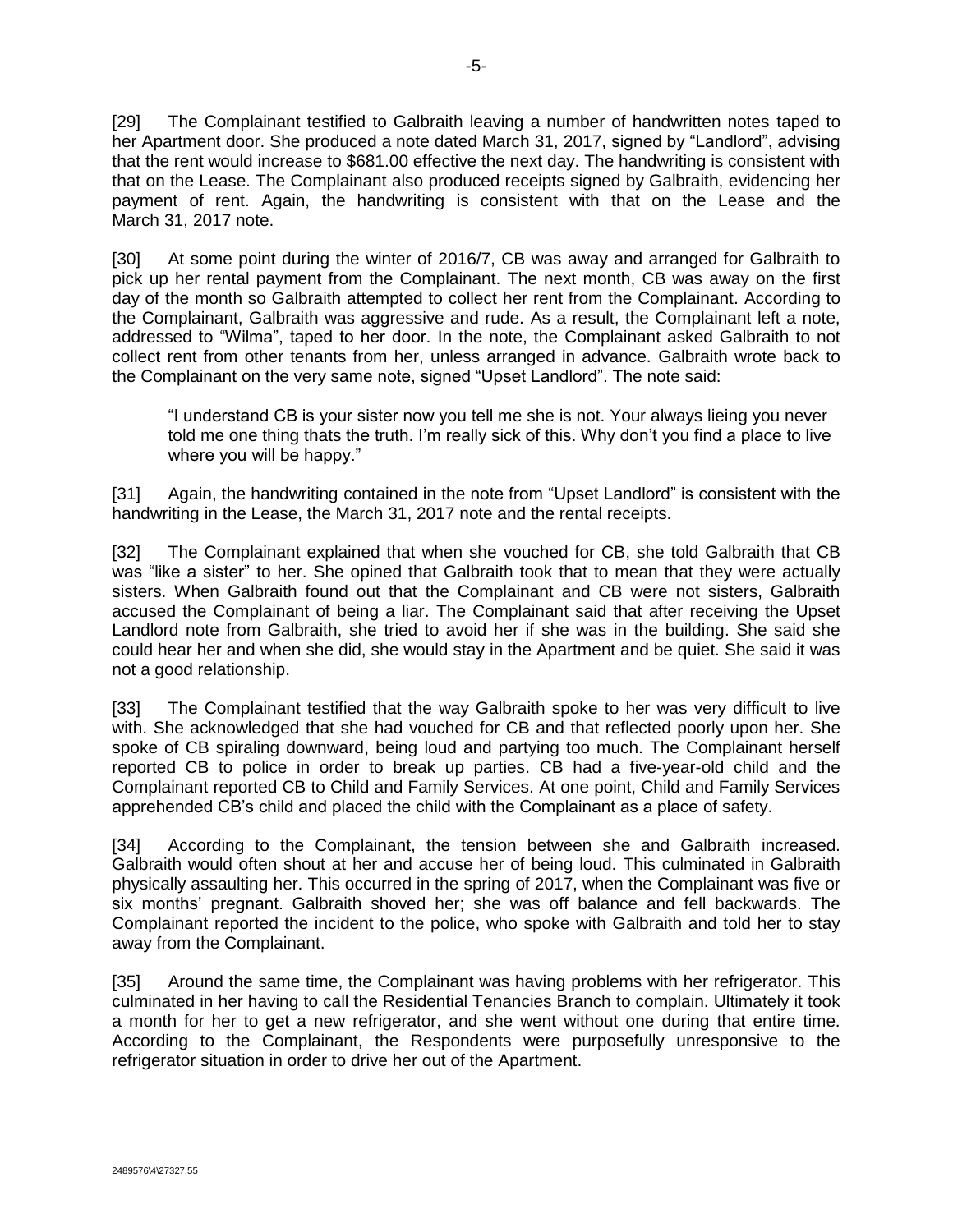[29] The Complainant testified to Galbraith leaving a number of handwritten notes taped to her Apartment door. She produced a note dated March 31, 2017, signed by "Landlord", advising that the rent would increase to $681.00 effective the next day. The handwriting is consistent with that on the Lease. The Complainant also produced receipts signed by Galbraith, evidencing her payment of rent. Again, the handwriting is consistent with that on the Lease and the March 31, 2017 note.

[30] At some point during the winter of 2016/7, CB was away and arranged for Galbraith to pick up her rental payment from the Complainant. The next month, CB was away on the first day of the month so Galbraith attempted to collect her rent from the Complainant. According to the Complainant, Galbraith was aggressive and rude. As a result, the Complainant left a note, addressed to "Wilma", taped to her door. In the note, the Complainant asked Galbraith to not collect rent from other tenants from her, unless arranged in advance. Galbraith wrote back to the Complainant on the very same note, signed "Upset Landlord". The note said:

> "I understand CB is your sister now you tell me she is not. Your always lieing you never told me one thing thats the truth. I'm really sick of this. Why don't you find a place to live where you will be happy."

[31] Again, the handwriting contained in the note from "Upset Landlord" is consistent with the handwriting in the Lease, the March 31, 2017 note and the rental receipts.

[32] The Complainant explained that when she vouched for CB, she told Galbraith that CB was "like a sister" to her. She opined that Galbraith took that to mean that they were actually sisters. When Galbraith found out that the Complainant and CB were not sisters, Galbraith accused the Complainant of being a liar. The Complainant said that after receiving the Upset Landlord note from Galbraith, she tried to avoid her if she was in the building. She said she could hear her and when she did, she would stay in the Apartment and be quiet. She said it was not a good relationship.

[33] The Complainant testified that the way Galbraith spoke to her was very difficult to live with. She acknowledged that she had vouched for CB and that reflected poorly upon her. She spoke of CB spiraling downward, being loud and partying too much. The Complainant herself reported CB to police in order to break up parties. CB had a five-year-old child and the Complainant reported CB to Child and Family Services. At one point, Child and Family Services apprehended CB's child and placed the child with the Complainant as a place of safety.

[34] According to the Complainant, the tension between she and Galbraith increased. Galbraith would often shout at her and accuse her of being loud. This culminated in Galbraith physically assaulting her. This occurred in the spring of 2017, when the Complainant was five or six months' pregnant. Galbraith shoved her; she was off balance and fell backwards. The Complainant reported the incident to the police, who spoke with Galbraith and told her to stay away from the Complainant.

[35] Around the same time, the Complainant was having problems with her refrigerator. This culminated in her having to call the Residential Tenancies Branch to complain. Ultimately it took a month for her to get a new refrigerator, and she went without one during that entire time. According to the Complainant, the Respondents were purposefully unresponsive to the refrigerator situation in order to drive her out of the Apartment.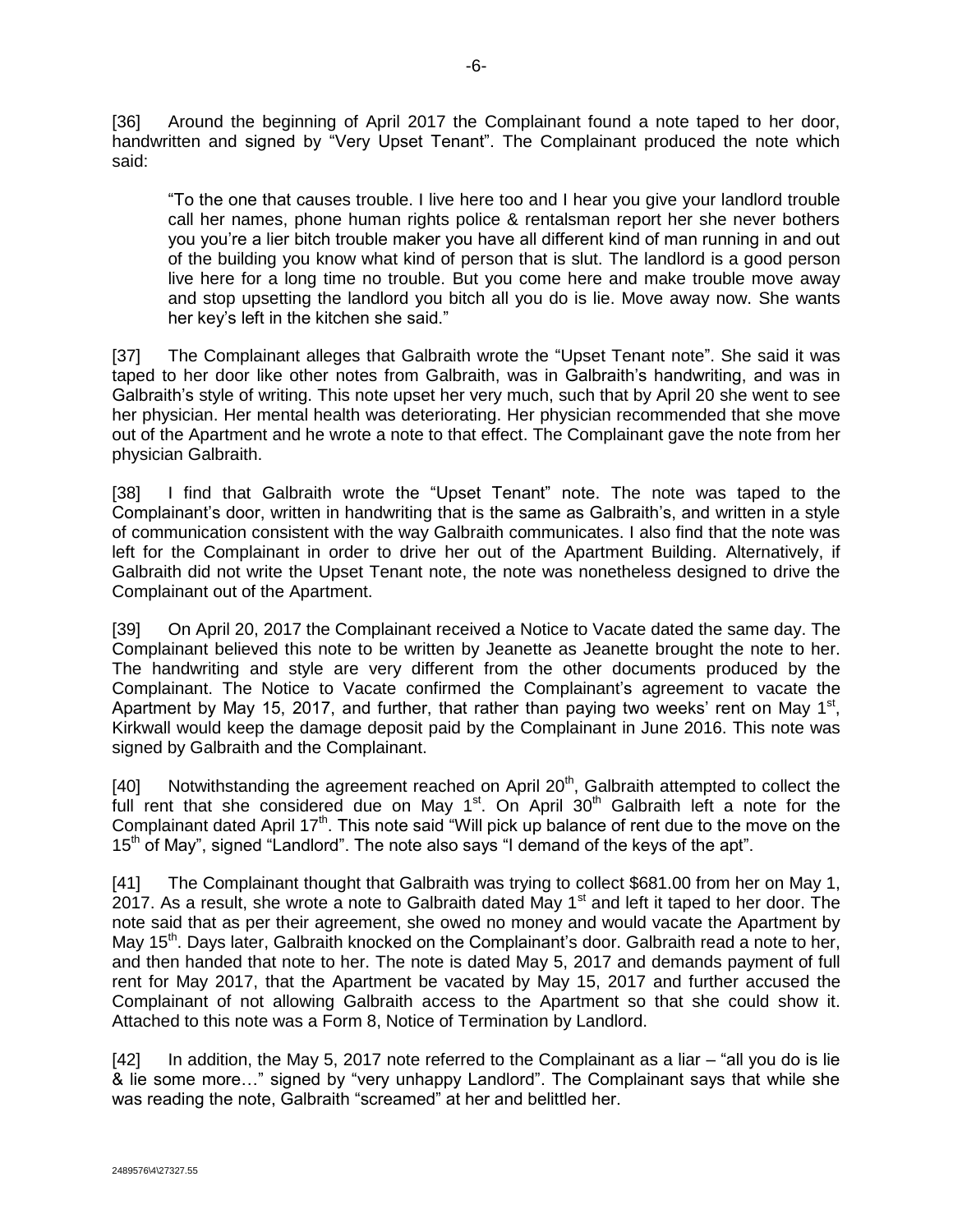[36] Around the beginning of April 2017 the Complainant found a note taped to her door, handwritten and signed by "Very Upset Tenant". The Complainant produced the note which said:

> "To the one that causes trouble. I live here too and I hear you give your landlord trouble call her names, phone human rights police & rentalsman report her she never bothers you you're a lier bitch trouble maker you have all different kind of man running in and out of the building you know what kind of person that is slut. The landlord is a good person live here for a long time no trouble. But you come here and make trouble move away and stop upsetting the landlord you bitch all you do is lie. Move away now. She wants her key's left in the kitchen she said."

[37] The Complainant alleges that Galbraith wrote the "Upset Tenant note". She said it was taped to her door like other notes from Galbraith, was in Galbraith's handwriting, and was in Galbraith's style of writing. This note upset her very much, such that by April 20 she went to see her physician. Her mental health was deteriorating. Her physician recommended that she move out of the Apartment and he wrote a note to that effect. The Complainant gave the note from her physician Galbraith.

[38] I find that Galbraith wrote the "Upset Tenant" note. The note was taped to the Complainant's door, written in handwriting that is the same as Galbraith's, and written in a style of communication consistent with the way Galbraith communicates. I also find that the note was left for the Complainant in order to drive her out of the Apartment Building. Alternatively, if Galbraith did not write the Upset Tenant note, the note was nonetheless designed to drive the Complainant out of the Apartment.

[39] On April 20, 2017 the Complainant received a Notice to Vacate dated the same day. The Complainant believed this note to be written by Jeanette as Jeanette brought the note to her. The handwriting and style are very different from the other documents produced by the Complainant. The Notice to Vacate confirmed the Complainant's agreement to vacate the Apartment by May 15, 2017, and further, that rather than paying two weeks' rent on May 1st, Kirkwall would keep the damage deposit paid by the Complainant in June 2016. This note was signed by Galbraith and the Complainant.

[40] Notwithstanding the agreement reached on April 20th, Galbraith attempted to collect the full rent that she considered due on May 1st. On April 30th Galbraith left a note for the Complainant dated April 17th. This note said "Will pick up balance of rent due to the move on the 15th of May", signed "Landlord". The note also says "I demand of the keys of the apt".

[41] The Complainant thought that Galbraith was trying to collect \$681.00 from her on May 1, 2017. As a result, she wrote a note to Galbraith dated May 1st and left it taped to her door. The note said that as per their agreement, she owed no money and would vacate the Apartment by May 15th. Days later, Galbraith knocked on the Complainant's door. Galbraith read a note to her, and then handed that note to her. The note is dated May 5, 2017 and demands payment of full rent for May 2017, that the Apartment be vacated by May 15, 2017 and further accused the Complainant of not allowing Galbraith access to the Apartment so that she could show it. Attached to this note was a Form 8, Notice of Termination by Landlord.

[42] In addition, the May 5, 2017 note referred to the Complainant as a liar – "all you do is lie & lie some more…" signed by "very unhappy Landlord". The Complainant says that while she was reading the note, Galbraith "screamed" at her and belittled her.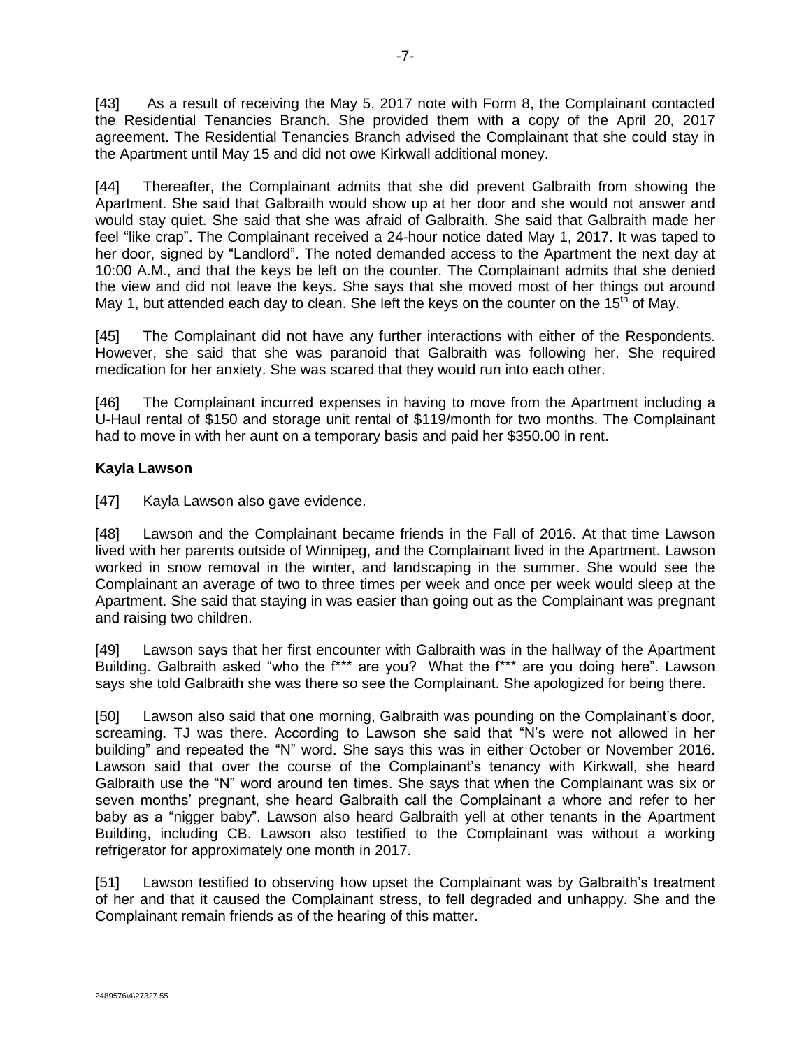[43] As a result of receiving the May 5, 2017 note with Form 8, the Complainant contacted the Residential Tenancies Branch. She provided them with a copy of the April 20, 2017 agreement. The Residential Tenancies Branch advised the Complainant that she could stay in the Apartment until May 15 and did not owe Kirkwall additional money.

[44] Thereafter, the Complainant admits that she did prevent Galbraith from showing the Apartment. She said that Galbraith would show up at her door and she would not answer and would stay quiet. She said that she was afraid of Galbraith. She said that Galbraith made her feel "like crap". The Complainant received a 24-hour notice dated May 1, 2017. It was taped to her door, signed by "Landlord". The noted demanded access to the Apartment the next day at 10:00 A.M., and that the keys be left on the counter. The Complainant admits that she denied the view and did not leave the keys. She says that she moved most of her things out around May 1, but attended each day to clean. She left the keys on the counter on the 15th of May.

[45] The Complainant did not have any further interactions with either of the Respondents. However, she said that she was paranoid that Galbraith was following her. She required medication for her anxiety. She was scared that they would run into each other.

[46] The Complainant incurred expenses in having to move from the Apartment including a U-Haul rental of $150 and storage unit rental of $119/month for two months. The Complainant had to move in with her aunt on a temporary basis and paid her $350.00 in rent.

**Kayla Lawson**

[47] Kayla Lawson also gave evidence.

[48] Lawson and the Complainant became friends in the Fall of 2016. At that time Lawson lived with her parents outside of Winnipeg, and the Complainant lived in the Apartment. Lawson worked in snow removal in the winter, and landscaping in the summer. She would see the Complainant an average of two to three times per week and once per week would sleep at the Apartment. She said that staying in was easier than going out as the Complainant was pregnant and raising two children.

[49] Lawson says that her first encounter with Galbraith was in the hallway of the Apartment Building. Galbraith asked "who the f*** are you? What the f*** are you doing here". Lawson says she told Galbraith she was there so see the Complainant. She apologized for being there.

[50] Lawson also said that one morning, Galbraith was pounding on the Complainant's door, screaming. TJ was there. According to Lawson she said that "N's were not allowed in her building" and repeated the "N" word. She says this was in either October or November 2016. Lawson said that over the course of the Complainant's tenancy with Kirkwall, she heard Galbraith use the "N" word around ten times. She says that when the Complainant was six or seven months' pregnant, she heard Galbraith call the Complainant a whore and refer to her baby as a "nigger baby". Lawson also heard Galbraith yell at other tenants in the Apartment Building, including CB. Lawson also testified to the Complainant was without a working refrigerator for approximately one month in 2017.

[51] Lawson testified to observing how upset the Complainant was by Galbraith's treatment of her and that it caused the Complainant stress, to fell degraded and unhappy. She and the Complainant remain friends as of the hearing of this matter.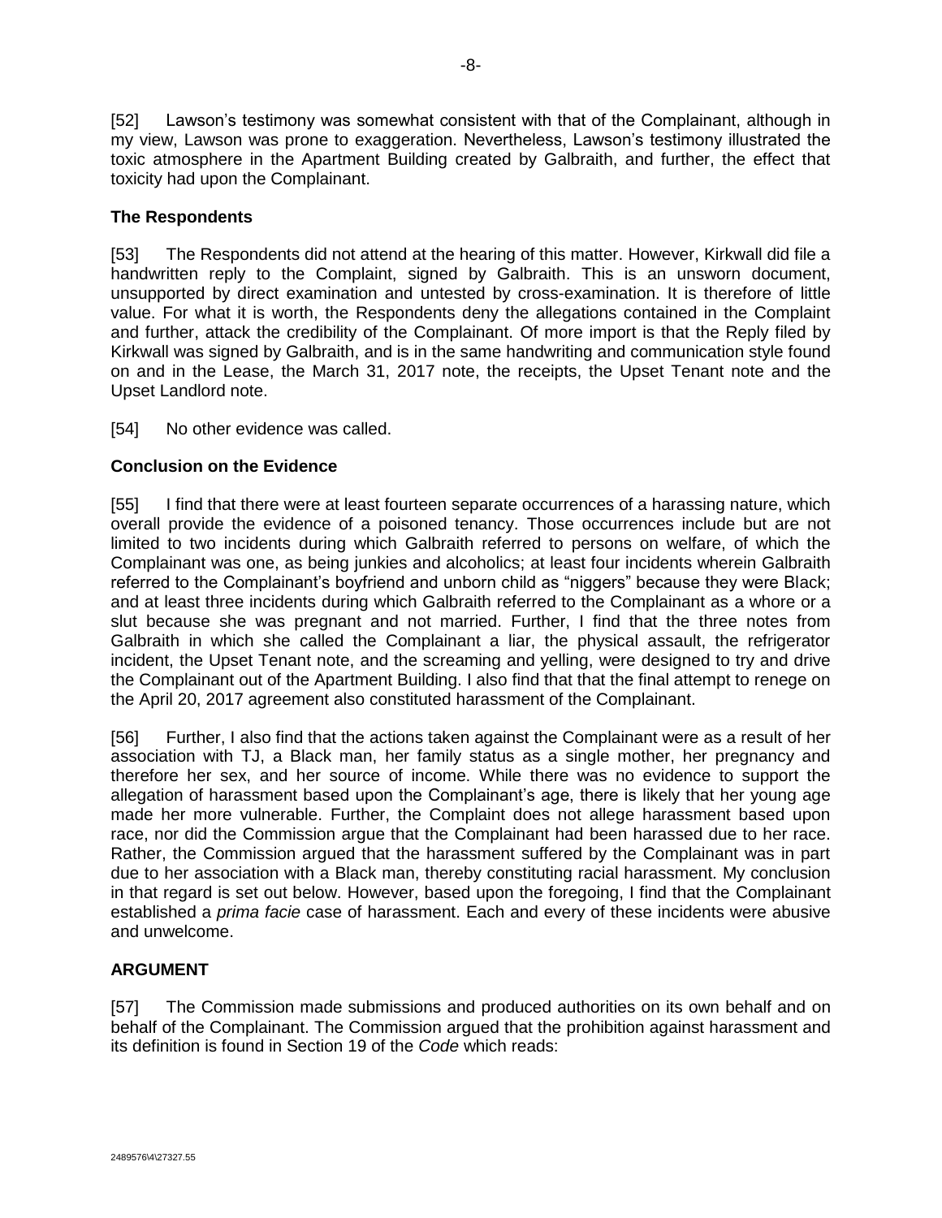[52] Lawson's testimony was somewhat consistent with that of the Complainant, although in my view, Lawson was prone to exaggeration. Nevertheless, Lawson's testimony illustrated the toxic atmosphere in the Apartment Building created by Galbraith, and further, the effect that toxicity had upon the Complainant.

### The Respondents

[53] The Respondents did not attend at the hearing of this matter. However, Kirkwall did file a handwritten reply to the Complaint, signed by Galbraith. This is an unsworn document, unsupported by direct examination and untested by cross-examination. It is therefore of little value. For what it is worth, the Respondents deny the allegations contained in the Complaint and further, attack the credibility of the Complainant. Of more import is that the Reply filed by Kirkwall was signed by Galbraith, and is in the same handwriting and communication style found on and in the Lease, the March 31, 2017 note, the receipts, the Upset Tenant note and the Upset Landlord note.

[54] No other evidence was called.

### Conclusion on the Evidence

[55] I find that there were at least fourteen separate occurrences of a harassing nature, which overall provide the evidence of a poisoned tenancy. Those occurrences include but are not limited to two incidents during which Galbraith referred to persons on welfare, of which the Complainant was one, as being junkies and alcoholics; at least four incidents wherein Galbraith referred to the Complainant's boyfriend and unborn child as "niggers" because they were Black; and at least three incidents during which Galbraith referred to the Complainant as a whore or a slut because she was pregnant and not married. Further, I find that the three notes from Galbraith in which she called the Complainant a liar, the physical assault, the refrigerator incident, the Upset Tenant note, and the screaming and yelling, were designed to try and drive the Complainant out of the Apartment Building. I also find that that the final attempt to renege on the April 20, 2017 agreement also constituted harassment of the Complainant.

[56] Further, I also find that the actions taken against the Complainant were as a result of her association with TJ, a Black man, her family status as a single mother, her pregnancy and therefore her sex, and her source of income. While there was no evidence to support the allegation of harassment based upon the Complainant's age, there is likely that her young age made her more vulnerable. Further, the Complaint does not allege harassment based upon race, nor did the Commission argue that the Complainant had been harassed due to her race. Rather, the Commission argued that the harassment suffered by the Complainant was in part due to her association with a Black man, thereby constituting racial harassment. My conclusion in that regard is set out below. However, based upon the foregoing, I find that the Complainant established a *prima facie* case of harassment. Each and every of these incidents were abusive and unwelcome.

## ARGUMENT

[57] The Commission made submissions and produced authorities on its own behalf and on behalf of the Complainant. The Commission argued that the prohibition against harassment and its definition is found in Section 19 of the *Code* which reads: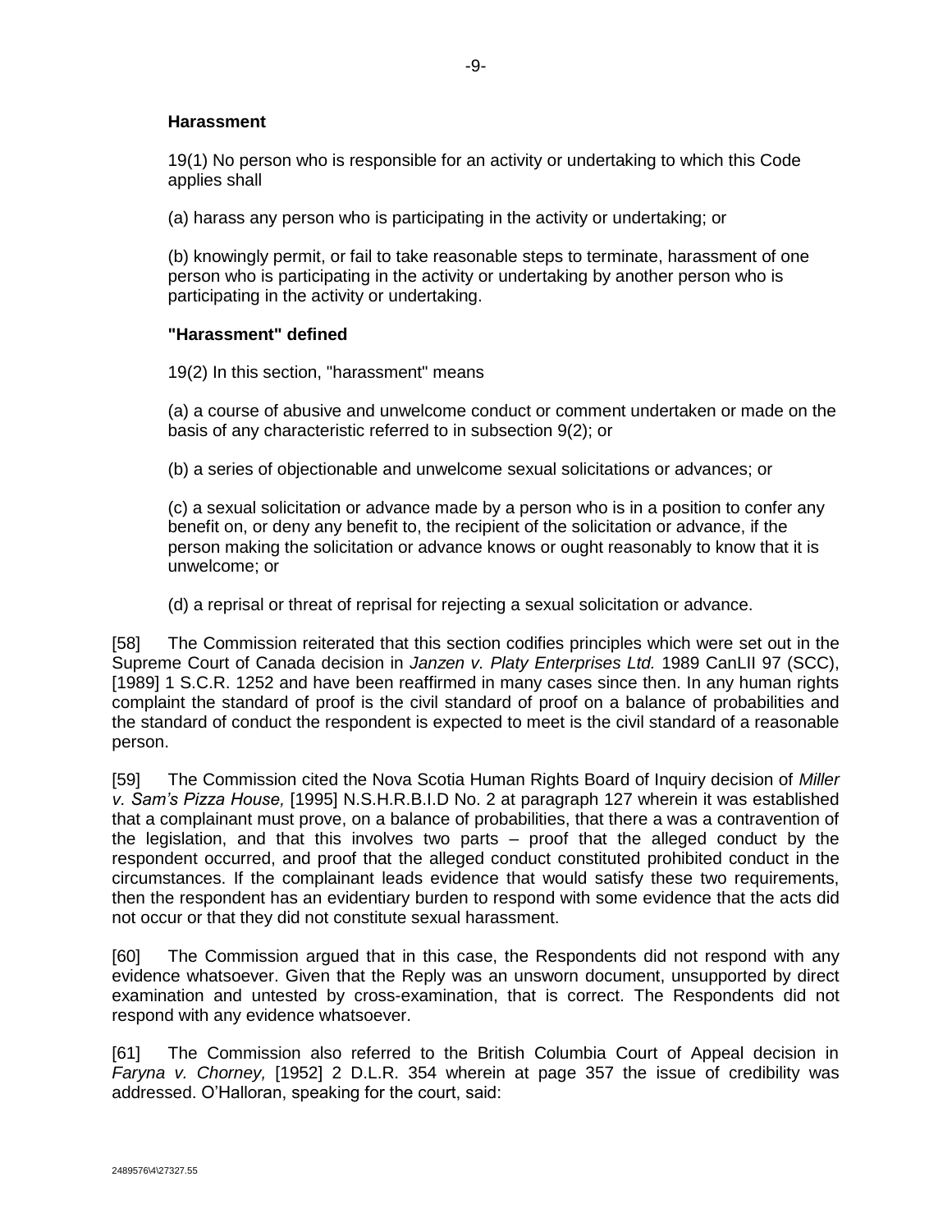**Harassment**

19(1) No person who is responsible for an activity or undertaking to which this Code applies shall

(a) harass any person who is participating in the activity or undertaking; or

(b) knowingly permit, or fail to take reasonable steps to terminate, harassment of one person who is participating in the activity or undertaking by another person who is participating in the activity or undertaking.

**"Harassment" defined**

19(2) In this section, "harassment" means

(a) a course of abusive and unwelcome conduct or comment undertaken or made on the basis of any characteristic referred to in subsection 9(2); or

(b) a series of objectionable and unwelcome sexual solicitations or advances; or

(c) a sexual solicitation or advance made by a person who is in a position to confer any benefit on, or deny any benefit to, the recipient of the solicitation or advance, if the person making the solicitation or advance knows or ought reasonably to know that it is unwelcome; or

(d) a reprisal or threat of reprisal for rejecting a sexual solicitation or advance.

[58] The Commission reiterated that this section codifies principles which were set out in the Supreme Court of Canada decision in *Janzen v. Platy Enterprises Ltd.* 1989 CanLII 97 (SCC), [1989] 1 S.C.R. 1252 and have been reaffirmed in many cases since then. In any human rights complaint the standard of proof is the civil standard of proof on a balance of probabilities and the standard of conduct the respondent is expected to meet is the civil standard of a reasonable person.

[59] The Commission cited the Nova Scotia Human Rights Board of Inquiry decision of *Miller v. Sam's Pizza House,* [1995] N.S.H.R.B.I.D No. 2 at paragraph 127 wherein it was established that a complainant must prove, on a balance of probabilities, that there a was a contravention of the legislation, and that this involves two parts – proof that the alleged conduct by the respondent occurred, and proof that the alleged conduct constituted prohibited conduct in the circumstances. If the complainant leads evidence that would satisfy these two requirements, then the respondent has an evidentiary burden to respond with some evidence that the acts did not occur or that they did not constitute sexual harassment.

[60] The Commission argued that in this case, the Respondents did not respond with any evidence whatsoever. Given that the Reply was an unsworn document, unsupported by direct examination and untested by cross-examination, that is correct. The Respondents did not respond with any evidence whatsoever.

[61] The Commission also referred to the British Columbia Court of Appeal decision in *Faryna v. Chorney,* [1952] 2 D.L.R. 354 wherein at page 357 the issue of credibility was addressed. O'Halloran, speaking for the court, said: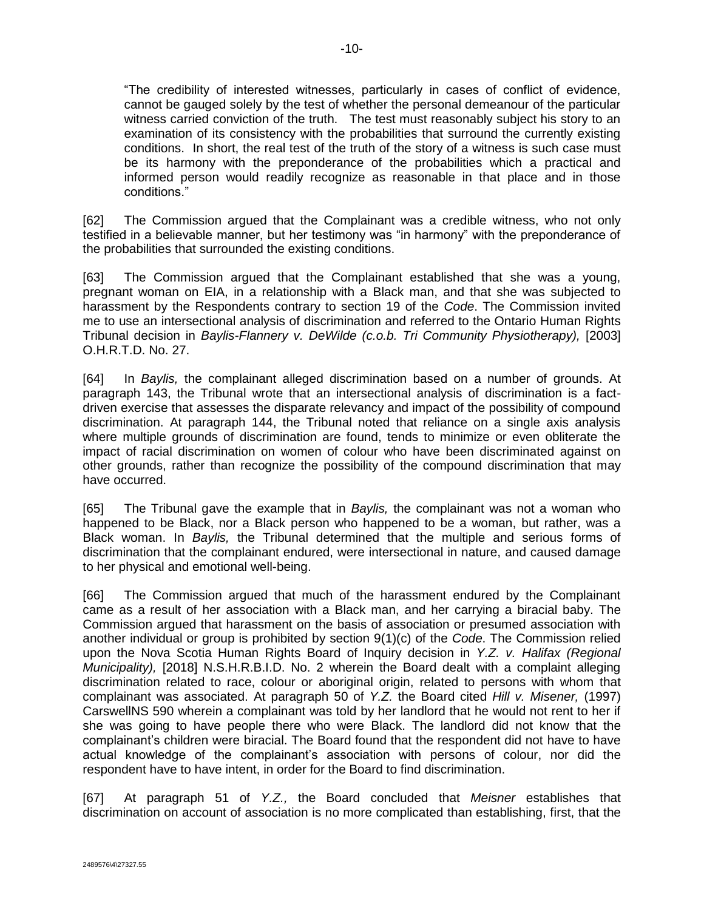> "The credibility of interested witnesses, particularly in cases of conflict of evidence, cannot be gauged solely by the test of whether the personal demeanour of the particular witness carried conviction of the truth. The test must reasonably subject his story to an examination of its consistency with the probabilities that surround the currently existing conditions. In short, the real test of the truth of the story of a witness is such case must be its harmony with the preponderance of the probabilities which a practical and informed person would readily recognize as reasonable in that place and in those conditions."

[62] The Commission argued that the Complainant was a credible witness, who not only testified in a believable manner, but her testimony was "in harmony" with the preponderance of the probabilities that surrounded the existing conditions.

[63] The Commission argued that the Complainant established that she was a young, pregnant woman on EIA, in a relationship with a Black man, and that she was subjected to harassment by the Respondents contrary to section 19 of the *Code*. The Commission invited me to use an intersectional analysis of discrimination and referred to the Ontario Human Rights Tribunal decision in *Baylis-Flannery v. DeWilde (c.o.b. Tri Community Physiotherapy),* [2003] O.H.R.T.D. No. 27.

[64] In *Baylis,* the complainant alleged discrimination based on a number of grounds. At paragraph 143, the Tribunal wrote that an intersectional analysis of discrimination is a fact-driven exercise that assesses the disparate relevancy and impact of the possibility of compound discrimination. At paragraph 144, the Tribunal noted that reliance on a single axis analysis where multiple grounds of discrimination are found, tends to minimize or even obliterate the impact of racial discrimination on women of colour who have been discriminated against on other grounds, rather than recognize the possibility of the compound discrimination that may have occurred.

[65] The Tribunal gave the example that in *Baylis,* the complainant was not a woman who happened to be Black, nor a Black person who happened to be a woman, but rather, was a Black woman. In *Baylis,* the Tribunal determined that the multiple and serious forms of discrimination that the complainant endured, were intersectional in nature, and caused damage to her physical and emotional well-being.

[66] The Commission argued that much of the harassment endured by the Complainant came as a result of her association with a Black man, and her carrying a biracial baby. The Commission argued that harassment on the basis of association or presumed association with another individual or group is prohibited by section 9(1)(c) of the *Code*. The Commission relied upon the Nova Scotia Human Rights Board of Inquiry decision in *Y.Z. v. Halifax (Regional Municipality),* [2018] N.S.H.R.B.I.D. No. 2 wherein the Board dealt with a complaint alleging discrimination related to race, colour or aboriginal origin, related to persons with whom that complainant was associated. At paragraph 50 of *Y.Z.* the Board cited *Hill v. Misener,* (1997) CarswellNS 590 wherein a complainant was told by her landlord that he would not rent to her if she was going to have people there who were Black. The landlord did not know that the complainant's children were biracial. The Board found that the respondent did not have to have actual knowledge of the complainant's association with persons of colour, nor did the respondent have to have intent, in order for the Board to find discrimination.

[67] At paragraph 51 of *Y.Z.,* the Board concluded that *Meisner* establishes that discrimination on account of association is no more complicated than establishing, first, that the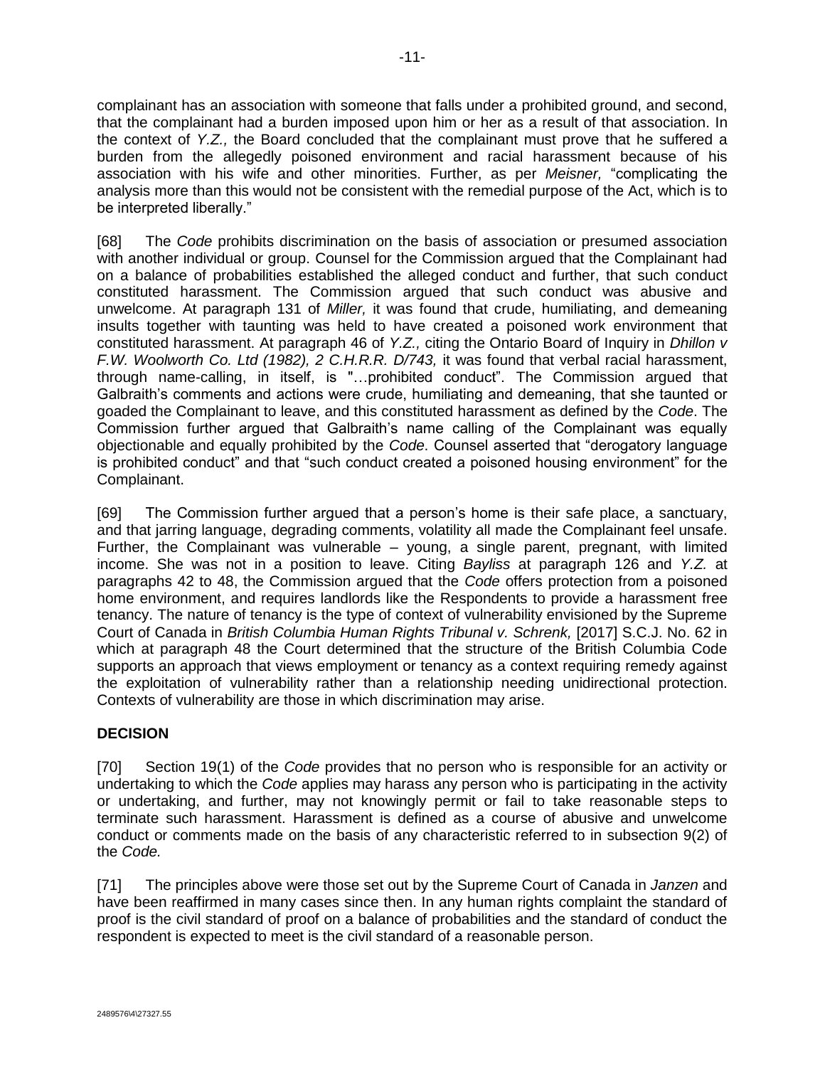complainant has an association with someone that falls under a prohibited ground, and second, that the complainant had a burden imposed upon him or her as a result of that association. In the context of *Y.Z.,* the Board concluded that the complainant must prove that he suffered a burden from the allegedly poisoned environment and racial harassment because of his association with his wife and other minorities. Further, as per *Meisner,* "complicating the analysis more than this would not be consistent with the remedial purpose of the Act, which is to be interpreted liberally."

[68] The *Code* prohibits discrimination on the basis of association or presumed association with another individual or group. Counsel for the Commission argued that the Complainant had on a balance of probabilities established the alleged conduct and further, that such conduct constituted harassment. The Commission argued that such conduct was abusive and unwelcome. At paragraph 131 of *Miller,* it was found that crude, humiliating, and demeaning insults together with taunting was held to have created a poisoned work environment that constituted harassment. At paragraph 46 of *Y.Z.,* citing the Ontario Board of Inquiry in *Dhillon v F.W. Woolworth Co. Ltd (1982), 2 C.H.R.R. D/743,* it was found that verbal racial harassment, through name-calling, in itself, is "…prohibited conduct". The Commission argued that Galbraith's comments and actions were crude, humiliating and demeaning, that she taunted or goaded the Complainant to leave, and this constituted harassment as defined by the *Code*. The Commission further argued that Galbraith's name calling of the Complainant was equally objectionable and equally prohibited by the *Code*. Counsel asserted that "derogatory language is prohibited conduct" and that "such conduct created a poisoned housing environment" for the Complainant.

[69] The Commission further argued that a person's home is their safe place, a sanctuary, and that jarring language, degrading comments, volatility all made the Complainant feel unsafe. Further, the Complainant was vulnerable – young, a single parent, pregnant, with limited income. She was not in a position to leave. Citing *Bayliss* at paragraph 126 and *Y.Z.* at paragraphs 42 to 48, the Commission argued that the *Code* offers protection from a poisoned home environment, and requires landlords like the Respondents to provide a harassment free tenancy. The nature of tenancy is the type of context of vulnerability envisioned by the Supreme Court of Canada in *British Columbia Human Rights Tribunal v. Schrenk,* [2017] S.C.J. No. 62 in which at paragraph 48 the Court determined that the structure of the British Columbia Code supports an approach that views employment or tenancy as a context requiring remedy against the exploitation of vulnerability rather than a relationship needing unidirectional protection. Contexts of vulnerability are those in which discrimination may arise.

## DECISION

[70] Section 19(1) of the *Code* provides that no person who is responsible for an activity or undertaking to which the *Code* applies may harass any person who is participating in the activity or undertaking, and further, may not knowingly permit or fail to take reasonable steps to terminate such harassment. Harassment is defined as a course of abusive and unwelcome conduct or comments made on the basis of any characteristic referred to in subsection 9(2) of the *Code.*

[71] The principles above were those set out by the Supreme Court of Canada in *Janzen* and have been reaffirmed in many cases since then. In any human rights complaint the standard of proof is the civil standard of proof on a balance of probabilities and the standard of conduct the respondent is expected to meet is the civil standard of a reasonable person.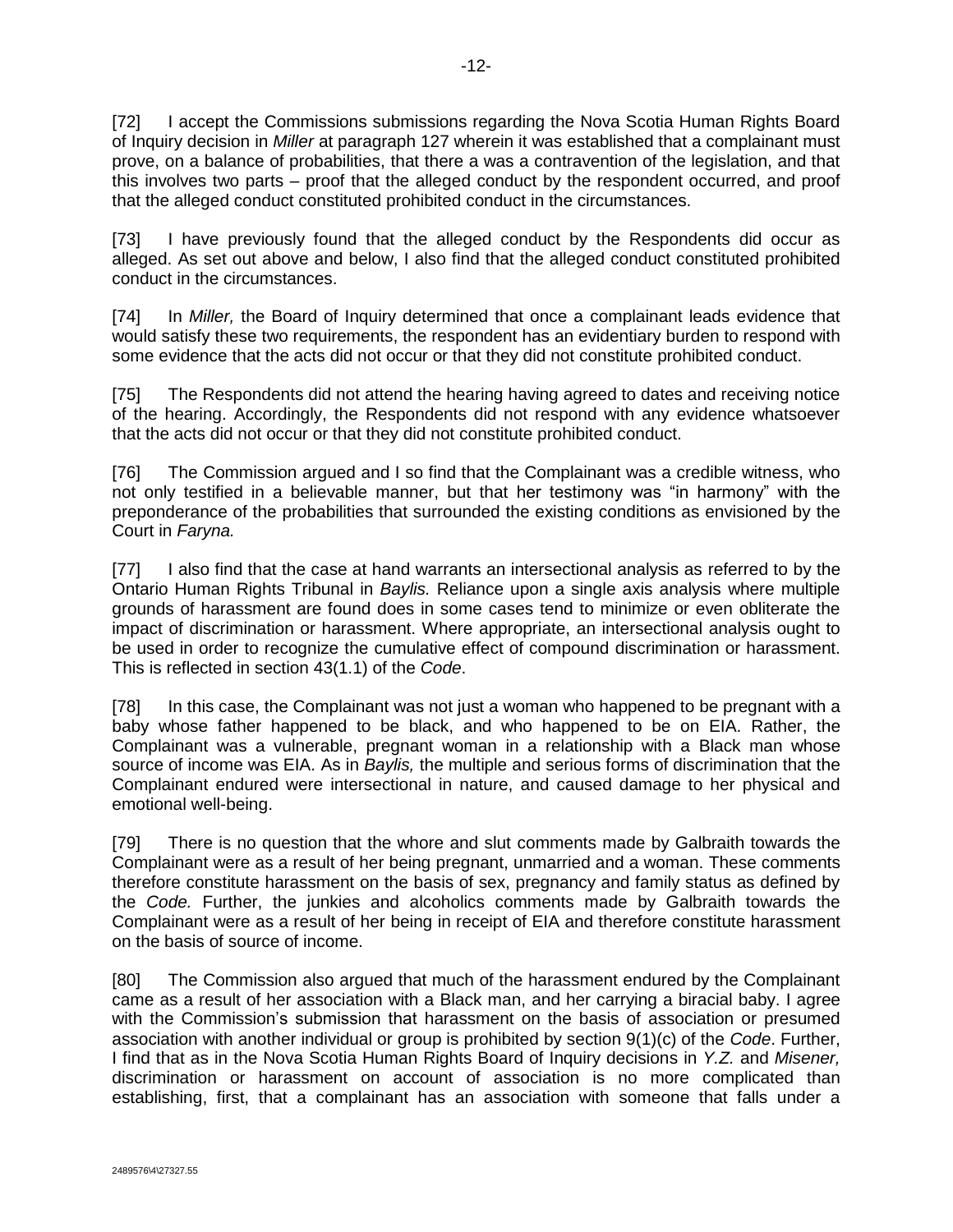[72] I accept the Commissions submissions regarding the Nova Scotia Human Rights Board of Inquiry decision in *Miller* at paragraph 127 wherein it was established that a complainant must prove, on a balance of probabilities, that there was a contravention of the legislation, and that this involves two parts – proof that the alleged conduct by the respondent occurred, and proof that the alleged conduct constituted prohibited conduct in the circumstances.

[73] I have previously found that the alleged conduct by the Respondents did occur as alleged. As set out above and below, I also find that the alleged conduct constituted prohibited conduct in the circumstances.

[74] In *Miller,* the Board of Inquiry determined that once a complainant leads evidence that would satisfy these two requirements, the respondent has an evidentiary burden to respond with some evidence that the acts did not occur or that they did not constitute prohibited conduct.

[75] The Respondents did not attend the hearing having agreed to dates and receiving notice of the hearing. Accordingly, the Respondents did not respond with any evidence whatsoever that the acts did not occur or that they did not constitute prohibited conduct.

[76] The Commission argued and I so find that the Complainant was a credible witness, who not only testified in a believable manner, but that her testimony was "in harmony" with the preponderance of the probabilities that surrounded the existing conditions as envisioned by the Court in *Faryna.*

[77] I also find that the case at hand warrants an intersectional analysis as referred to by the Ontario Human Rights Tribunal in *Baylis.* Reliance upon a single axis analysis where multiple grounds of harassment are found does in some cases tend to minimize or even obliterate the impact of discrimination or harassment. Where appropriate, an intersectional analysis ought to be used in order to recognize the cumulative effect of compound discrimination or harassment. This is reflected in section 43(1.1) of the *Code*.

[78] In this case, the Complainant was not just a woman who happened to be pregnant with a baby whose father happened to be black, and who happened to be on EIA. Rather, the Complainant was a vulnerable, pregnant woman in a relationship with a Black man whose source of income was EIA. As in *Baylis,* the multiple and serious forms of discrimination that the Complainant endured were intersectional in nature, and caused damage to her physical and emotional well-being.

[79] There is no question that the whore and slut comments made by Galbraith towards the Complainant were as a result of her being pregnant, unmarried and a woman. These comments therefore constitute harassment on the basis of sex, pregnancy and family status as defined by the *Code.* Further, the junkies and alcoholics comments made by Galbraith towards the Complainant were as a result of her being in receipt of EIA and therefore constitute harassment on the basis of source of income.

[80] The Commission also argued that much of the harassment endured by the Complainant came as a result of her association with a Black man, and her carrying a biracial baby. I agree with the Commission's submission that harassment on the basis of association or presumed association with another individual or group is prohibited by section 9(1)(c) of the *Code*. Further, I find that as in the Nova Scotia Human Rights Board of Inquiry decisions in *Y.Z.* and *Misener,* discrimination or harassment on account of association is no more complicated than establishing, first, that a complainant has an association with someone that falls under a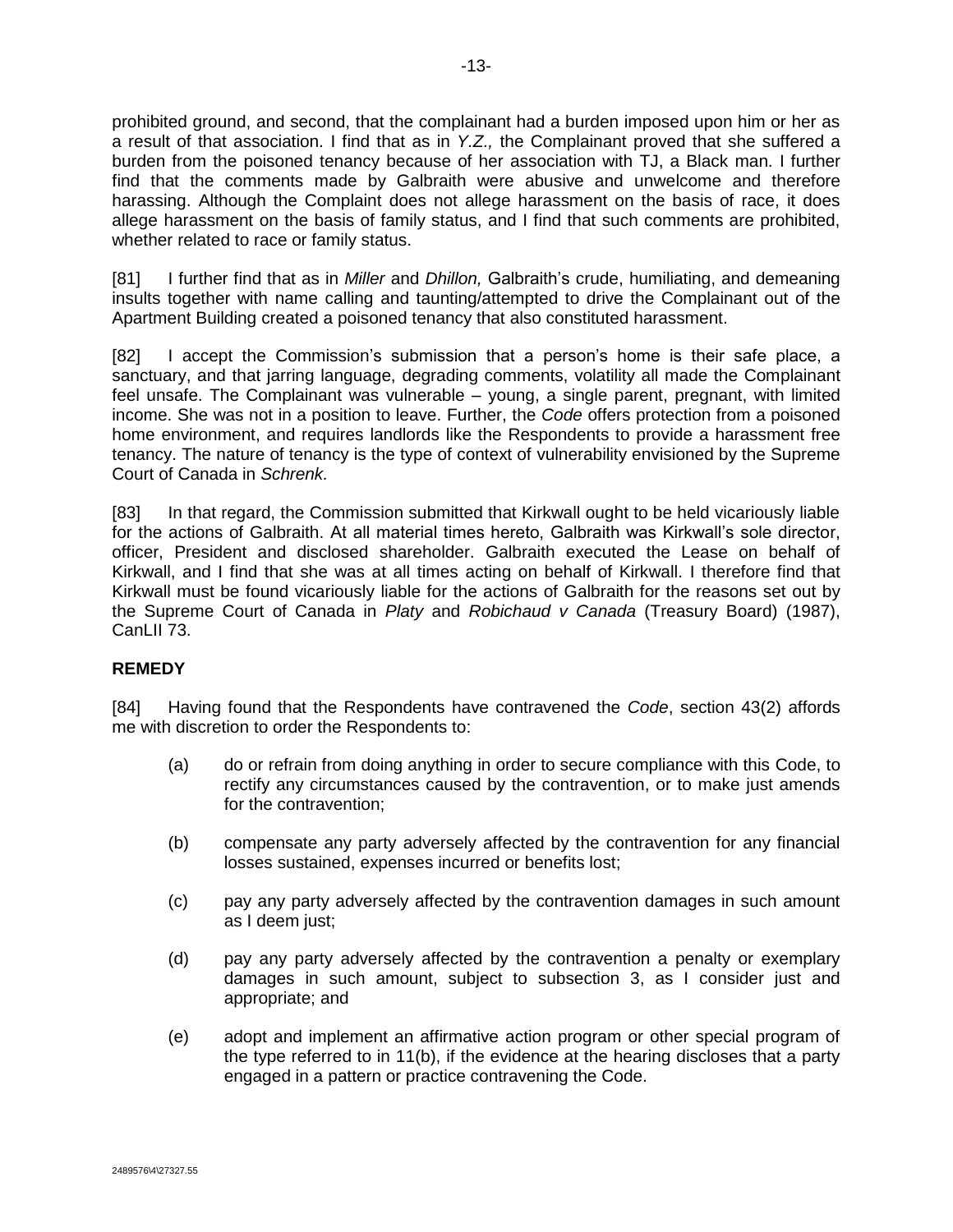prohibited ground, and second, that the complainant had a burden imposed upon him or her as a result of that association. I find that as in *Y.Z.,* the Complainant proved that she suffered a burden from the poisoned tenancy because of her association with TJ, a Black man. I further find that the comments made by Galbraith were abusive and unwelcome and therefore harassing. Although the Complaint does not allege harassment on the basis of race, it does allege harassment on the basis of family status, and I find that such comments are prohibited, whether related to race or family status.

[81] I further find that as in *Miller* and *Dhillon,* Galbraith's crude, humiliating, and demeaning insults together with name calling and taunting/attempted to drive the Complainant out of the Apartment Building created a poisoned tenancy that also constituted harassment.

[82] I accept the Commission's submission that a person's home is their safe place, a sanctuary, and that jarring language, degrading comments, volatility all made the Complainant feel unsafe. The Complainant was vulnerable – young, a single parent, pregnant, with limited income. She was not in a position to leave. Further, the *Code* offers protection from a poisoned home environment, and requires landlords like the Respondents to provide a harassment free tenancy. The nature of tenancy is the type of context of vulnerability envisioned by the Supreme Court of Canada in *Schrenk.*

[83] In that regard, the Commission submitted that Kirkwall ought to be held vicariously liable for the actions of Galbraith. At all material times hereto, Galbraith was Kirkwall's sole director, officer, President and disclosed shareholder. Galbraith executed the Lease on behalf of Kirkwall, and I find that she was at all times acting on behalf of Kirkwall. I therefore find that Kirkwall must be found vicariously liable for the actions of Galbraith for the reasons set out by the Supreme Court of Canada in *Platy* and *Robichaud v Canada* (Treasury Board) (1987), CanLII 73.

## REMEDY

[84] Having found that the Respondents have contravened the *Code*, section 43(2) affords me with discretion to order the Respondents to:

(a) do or refrain from doing anything in order to secure compliance with this Code, to rectify any circumstances caused by the contravention, or to make just amends for the contravention;

(b) compensate any party adversely affected by the contravention for any financial losses sustained, expenses incurred or benefits lost;

(c) pay any party adversely affected by the contravention damages in such amount as I deem just;

(d) pay any party adversely affected by the contravention a penalty or exemplary damages in such amount, subject to subsection 3, as I consider just and appropriate; and

(e) adopt and implement an affirmative action program or other special program of the type referred to in 11(b), if the evidence at the hearing discloses that a party engaged in a pattern or practice contravening the Code.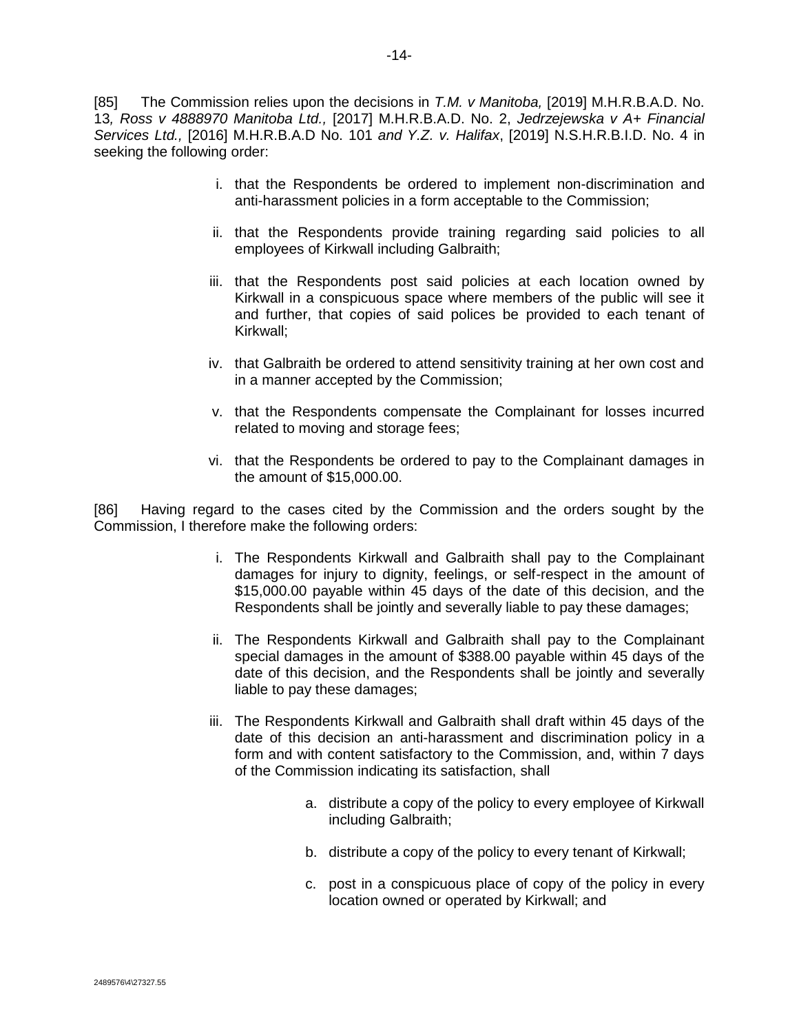[85] The Commission relies upon the decisions in *T.M. v Manitoba,* [2019] M.H.R.B.A.D. No. 13*, Ross v 4888970 Manitoba Ltd.,* [2017] M.H.R.B.A.D. No. 2, *Jedrzejewska v A+ Financial Services Ltd.,* [2016] M.H.R.B.A.D No. 101 *and Y.Z. v. Halifax*, [2019] N.S.H.R.B.I.D. No. 4 in seeking the following order:

i. that the Respondents be ordered to implement non-discrimination and anti-harassment policies in a form acceptable to the Commission;

ii. that the Respondents provide training regarding said policies to all employees of Kirkwall including Galbraith;

iii. that the Respondents post said policies at each location owned by Kirkwall in a conspicuous space where members of the public will see it and further, that copies of said polices be provided to each tenant of Kirkwall;

iv. that Galbraith be ordered to attend sensitivity training at her own cost and in a manner accepted by the Commission;

v. that the Respondents compensate the Complainant for losses incurred related to moving and storage fees;

vi. that the Respondents be ordered to pay to the Complainant damages in the amount of $15,000.00.

[86] Having regard to the cases cited by the Commission and the orders sought by the Commission, I therefore make the following orders:

i. The Respondents Kirkwall and Galbraith shall pay to the Complainant damages for injury to dignity, feelings, or self-respect in the amount of $15,000.00 payable within 45 days of the date of this decision, and the Respondents shall be jointly and severally liable to pay these damages;

ii. The Respondents Kirkwall and Galbraith shall pay to the Complainant special damages in the amount of $388.00 payable within 45 days of the date of this decision, and the Respondents shall be jointly and severally liable to pay these damages;

iii. The Respondents Kirkwall and Galbraith shall draft within 45 days of the date of this decision an anti-harassment and discrimination policy in a form and with content satisfactory to the Commission, and, within 7 days of the Commission indicating its satisfaction, shall

   a. distribute a copy of the policy to every employee of Kirkwall including Galbraith;

   b. distribute a copy of the policy to every tenant of Kirkwall;

   c. post in a conspicuous place of copy of the policy in every location owned or operated by Kirkwall; and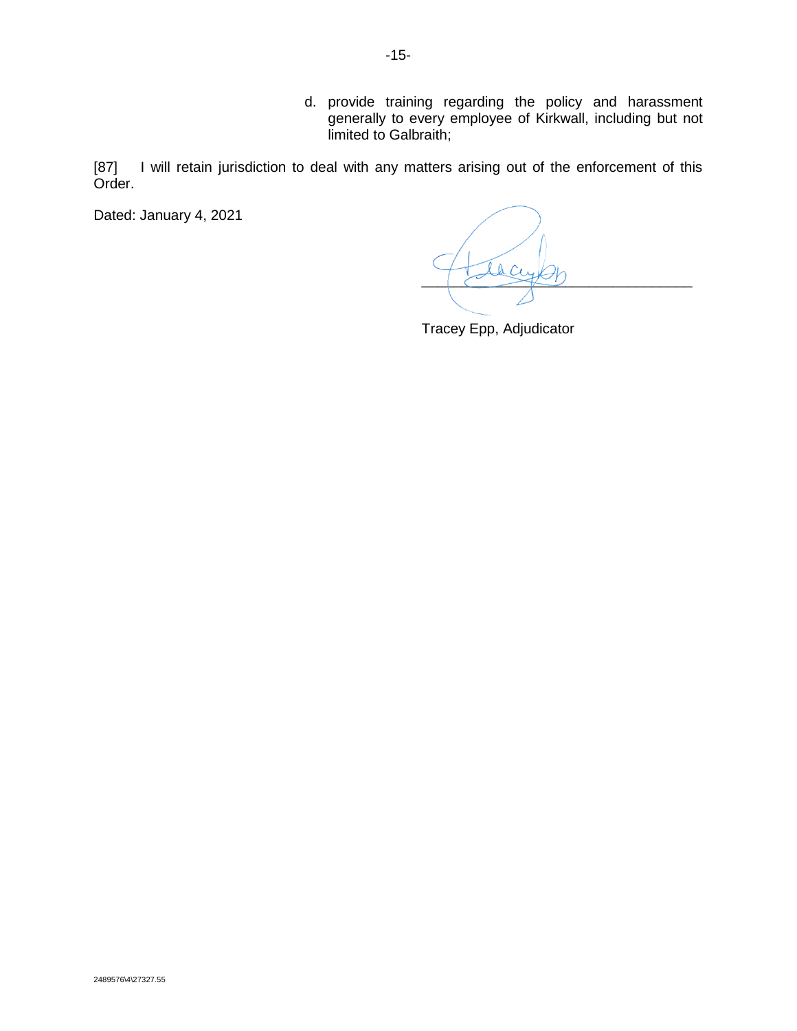d. provide training regarding the policy and harassment generally to every employee of Kirkwall, including but not limited to Galbraith;

[87] I will retain jurisdiction to deal with any matters arising out of the enforcement of this Order.

Dated: January 4, 2021

Tracey Epp, Adjudicator

2489576\4\27327.55